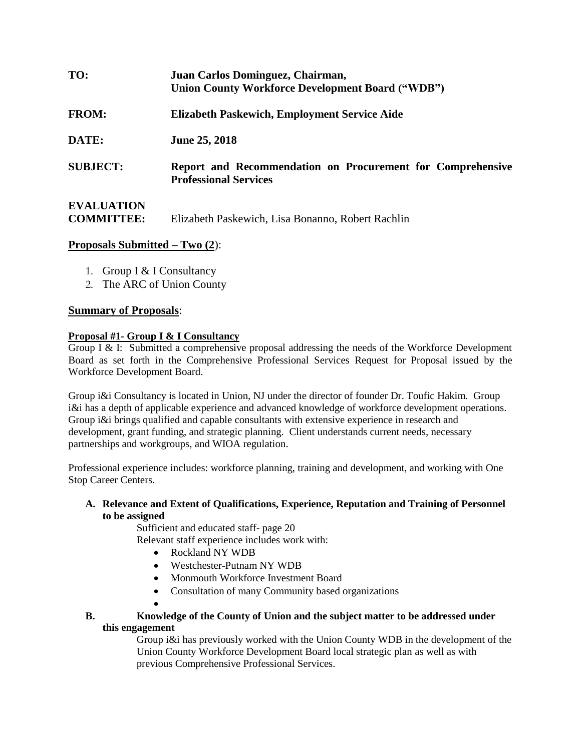**TO:** **Juan Carlos Dominguez, Chairman, Union County Workforce Development Board ("WDB")**

**FROM:** **Elizabeth Paskewich, Employment Service Aide**

**DATE:** **June 25, 2018**

**SUBJECT:** **Report and Recommendation on Procurement for Comprehensive Professional Services**

**EVALUATION COMMITTEE:** Elizabeth Paskewich, Lisa Bonanno, Robert Rachlin

## <u>Proposals Submitted – Two (2</u>):

1. Group I & I Consultancy
2. The ARC of Union County

## <u>Summary of Proposals</u>:

### <u>Proposal #1- Group I & I Consultancy</u>

Group I & I: Submitted a comprehensive proposal addressing the needs of the Workforce Development Board as set forth in the Comprehensive Professional Services Request for Proposal issued by the Workforce Development Board.

Group i&i Consultancy is located in Union, NJ under the director of founder Dr. Toufic Hakim. Group i&i has a depth of applicable experience and advanced knowledge of workforce development operations. Group i&i brings qualified and capable consultants with extensive experience in research and development, grant funding, and strategic planning. Client understands current needs, necessary partnerships and workgroups, and WIOA regulation.

Professional experience includes: workforce planning, training and development, and working with One Stop Career Centers.

**A. Relevance and Extent of Qualifications, Experience, Reputation and Training of Personnel to be assigned**

Sufficient and educated staff- page 20

Relevant staff experience includes work with:

- Rockland NY WDB
- Westchester-Putnam NY WDB
- Monmouth Workforce Investment Board
- Consultation of many Community based organizations
- 

**B. Knowledge of the County of Union and the subject matter to be addressed under this engagement**

Group i&i has previously worked with the Union County WDB in the development of the Union County Workforce Development Board local strategic plan as well as with previous Comprehensive Professional Services.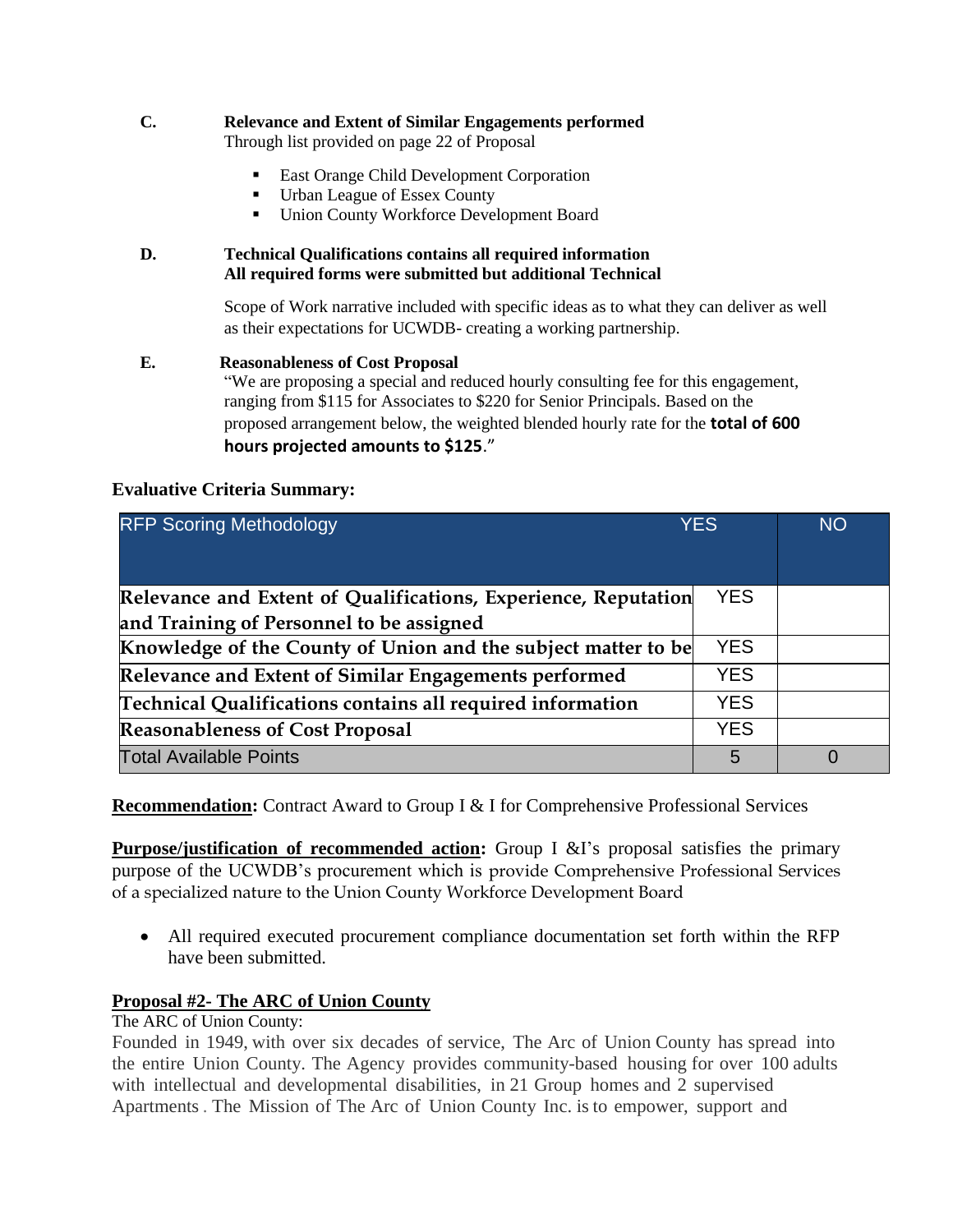**C. Relevance and Extent of Similar Engagements performed**
Through list provided on page 22 of Proposal

- East Orange Child Development Corporation
- Urban League of Essex County
- Union County Workforce Development Board

**D. Technical Qualifications contains all required information**
**All required forms were submitted but additional Technical**

Scope of Work narrative included with specific ideas as to what they can deliver as well as their expectations for UCWDB- creating a working partnership.

**E. Reasonableness of Cost Proposal**
"We are proposing a special and reduced hourly consulting fee for this engagement, ranging from $115 for Associates to $220 for Senior Principals. Based on the proposed arrangement below, the weighted blended hourly rate for the **total of 600 hours projected amounts to $125**."

**Evaluative Criteria Summary:**

| RFP Scoring Methodology | YES | NO |
|---|---|---|
| **Relevance and Extent of Qualifications, Experience, Reputation and Training of Personnel to be assigned** | YES | |
| **Knowledge of the County of Union and the subject matter to be** | YES | |
| **Relevance and Extent of Similar Engagements performed** | YES | |
| **Technical Qualifications contains all required information** | YES | |
| **Reasonableness of Cost Proposal** | YES | |
| Total Available Points | 5 | 0 |

**<u>Recommendation</u>:** Contract Award to Group I & I for Comprehensive Professional Services

**<u>Purpose/justification of recommended action</u>:** Group I &I's proposal satisfies the primary purpose of the UCWDB's procurement which is provide Comprehensive Professional Services of a specialized nature to the Union County Workforce Development Board

- All required executed procurement compliance documentation set forth within the RFP have been submitted.

**<u>Proposal #2- The ARC of Union County</u>**

The ARC of Union County:
Founded in 1949, with over six decades of service, The Arc of Union County has spread into the entire Union County. The Agency provides community-based housing for over 100 adults with intellectual and developmental disabilities, in 21 Group homes and 2 supervised Apartments . The Mission of The Arc of Union County Inc. is to empower, support and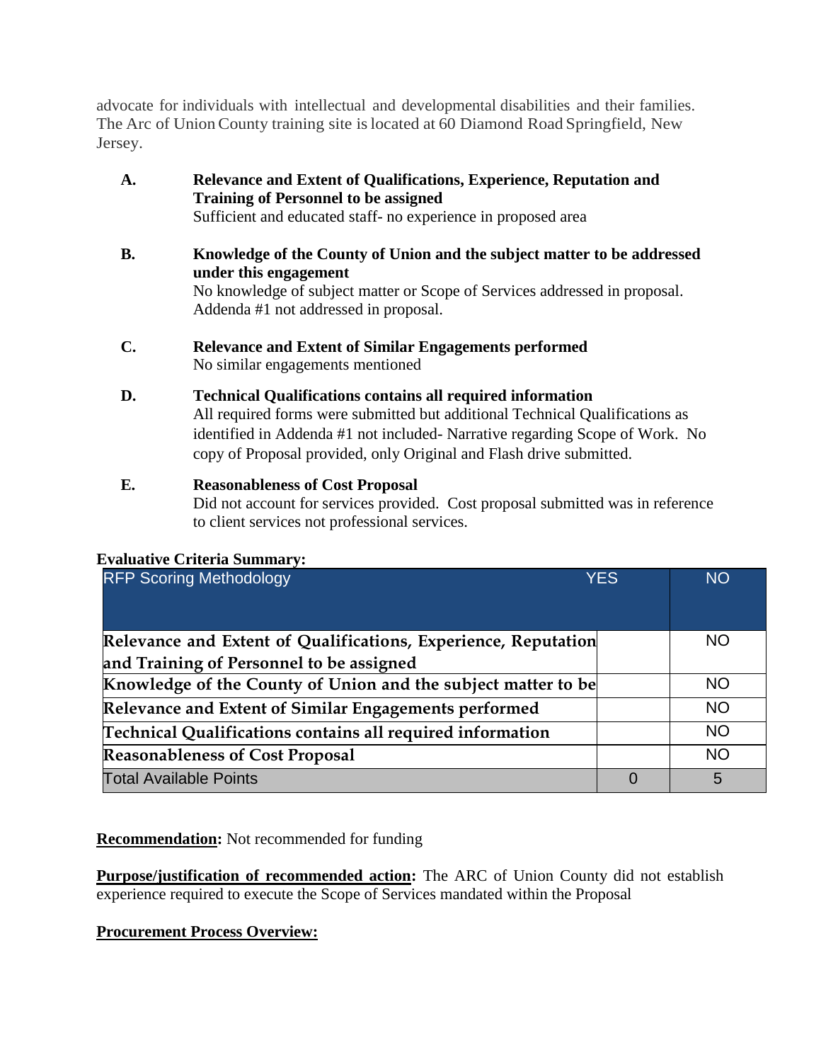advocate for individuals with intellectual and developmental disabilities and their families. The Arc of Union County training site is located at 60 Diamond Road Springfield, New Jersey.

**A. Relevance and Extent of Qualifications, Experience, Reputation and Training of Personnel to be assigned**
Sufficient and educated staff- no experience in proposed area

**B. Knowledge of the County of Union and the subject matter to be addressed under this engagement**
No knowledge of subject matter or Scope of Services addressed in proposal. Addenda #1 not addressed in proposal.

**C. Relevance and Extent of Similar Engagements performed**
No similar engagements mentioned

**D. Technical Qualifications contains all required information**
All required forms were submitted but additional Technical Qualifications as identified in Addenda #1 not included- Narrative regarding Scope of Work. No copy of Proposal provided, only Original and Flash drive submitted.

**E. Reasonableness of Cost Proposal**
Did not account for services provided. Cost proposal submitted was in reference to client services not professional services.

**Evaluative Criteria Summary:**

| RFP Scoring Methodology | YES | NO |
|---|---|---|
| **Relevance and Extent of Qualifications, Experience, Reputation and Training of Personnel to be assigned** | | NO |
| **Knowledge of the County of Union and the subject matter to be** | | NO |
| **Relevance and Extent of Similar Engagements performed** | | NO |
| **Technical Qualifications contains all required information** | | NO |
| **Reasonableness of Cost Proposal** | | NO |
| Total Available Points | 0 | 5 |

**Recommendation:** Not recommended for funding

**Purpose/justification of recommended action:** The ARC of Union County did not establish experience required to execute the Scope of Services mandated within the Proposal

**Procurement Process Overview:**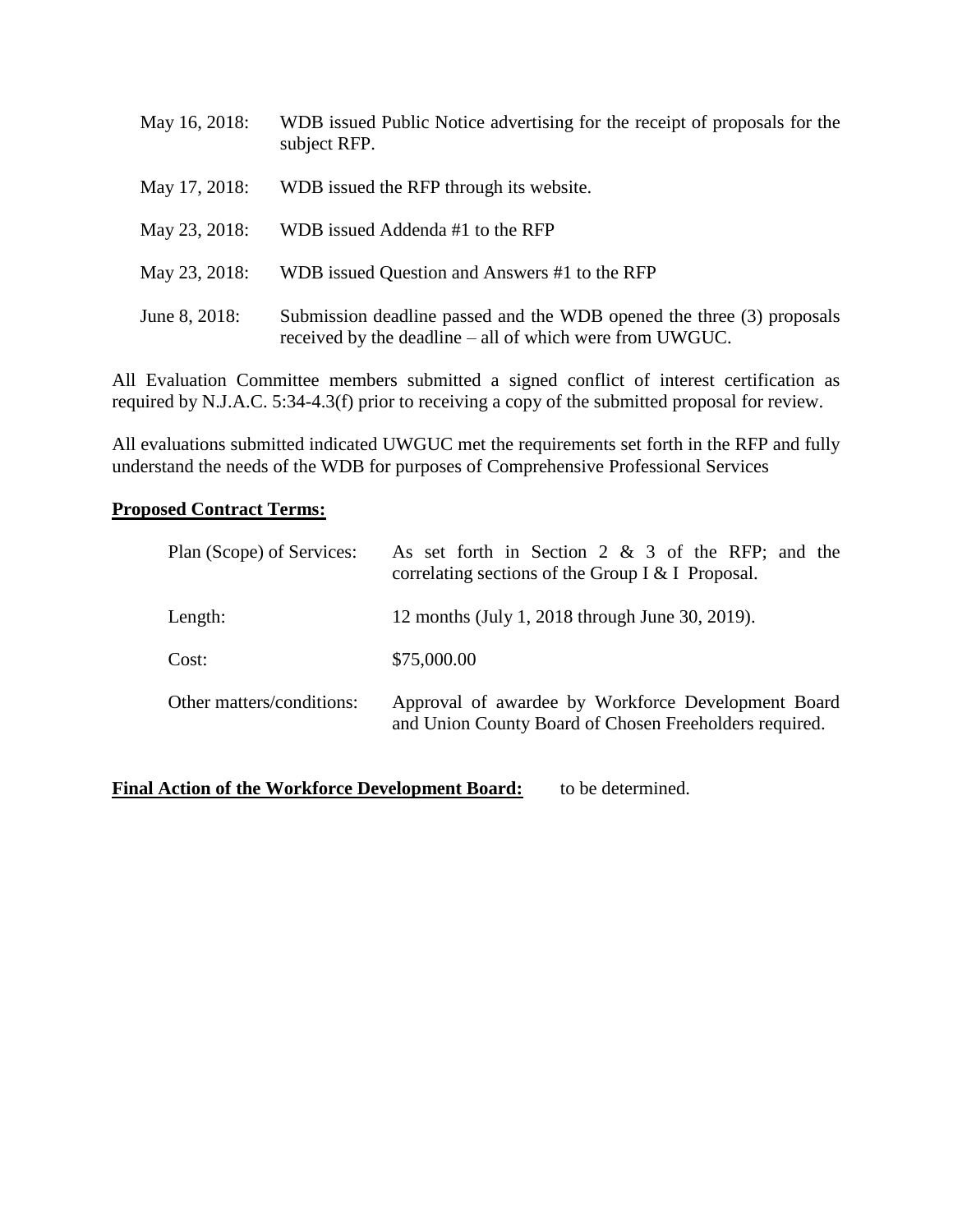May 16, 2018: WDB issued Public Notice advertising for the receipt of proposals for the subject RFP.

May 17, 2018: WDB issued the RFP through its website.

May 23, 2018: WDB issued Addenda #1 to the RFP

May 23, 2018: WDB issued Question and Answers #1 to the RFP

June 8, 2018: Submission deadline passed and the WDB opened the three (3) proposals received by the deadline – all of which were from UWGUC.

All Evaluation Committee members submitted a signed conflict of interest certification as required by N.J.A.C. 5:34-4.3(f) prior to receiving a copy of the submitted proposal for review.

All evaluations submitted indicated UWGUC met the requirements set forth in the RFP and fully understand the needs of the WDB for purposes of Comprehensive Professional Services

**Proposed Contract Terms:**

| | |
|---|---|
| Plan (Scope) of Services: | As set forth in Section 2 & 3 of the RFP; and the correlating sections of the Group I & I Proposal. |
| Length: | 12 months (July 1, 2018 through June 30, 2019). |
| Cost: | $75,000.00 |
| Other matters/conditions: | Approval of awardee by Workforce Development Board and Union County Board of Chosen Freeholders required. |

**Final Action of the Workforce Development Board:** to be determined.